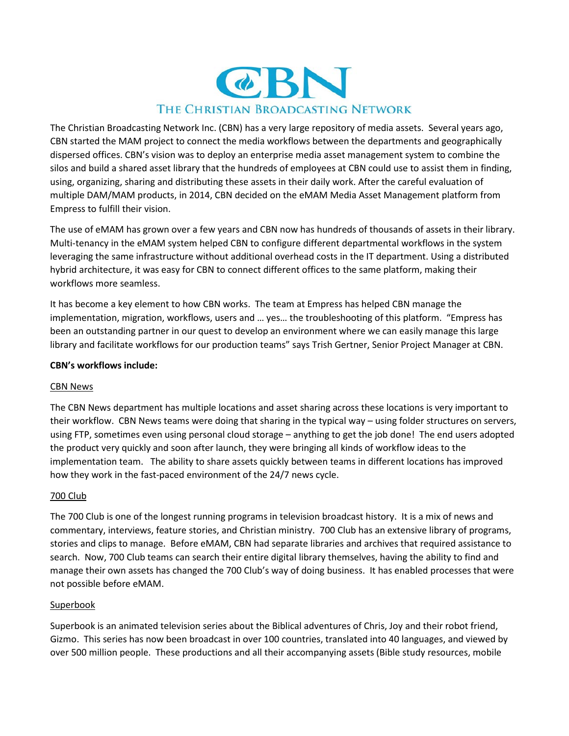# CBN

## THE CHRISTIAN BROADCASTING NETWORK

The Christian Broadcasting Network Inc. (CBN) has a very large repository of media assets. Several years ago, CBN started the MAM project to connect the media workflows between the departments and geographically dispersed offices. CBN's vision was to deploy an enterprise media asset management system to combine the silos and build a shared asset library that the hundreds of employees at CBN could use to assist them in finding, using, organizing, sharing and distributing these assets in their daily work. After the careful evaluation of multiple DAM/MAM products, in 2014, CBN decided on the eMAM Media Asset Management platform from Empress to fulfill their vision.

The use of eMAM has grown over a few years and CBN now has hundreds of thousands of assets in their library. Multi-tenancy in the eMAM system helped CBN to configure different departmental workflows in the system leveraging the same infrastructure without additional overhead costs in the IT department. Using a distributed hybrid architecture, it was easy for CBN to connect different offices to the same platform, making their workflows more seamless.

It has become a key element to how CBN works. The team at Empress has helped CBN manage the implementation, migration, workflows, users and … yes… the troubleshooting of this platform. "Empress has been an outstanding partner in our quest to develop an environment where we can easily manage this large library and facilitate workflows for our production teams" says Trish Gertner, Senior Project Manager at CBN.

**CBN's workflows include:**

<u>CBN News</u>

The CBN News department has multiple locations and asset sharing across these locations is very important to their workflow. CBN News teams were doing that sharing in the typical way – using folder structures on servers, using FTP, sometimes even using personal cloud storage – anything to get the job done! The end users adopted the product very quickly and soon after launch, they were bringing all kinds of workflow ideas to the implementation team. The ability to share assets quickly between teams in different locations has improved how they work in the fast-paced environment of the 24/7 news cycle.

<u>700 Club</u>

The 700 Club is one of the longest running programs in television broadcast history. It is a mix of news and commentary, interviews, feature stories, and Christian ministry. 700 Club has an extensive library of programs, stories and clips to manage. Before eMAM, CBN had separate libraries and archives that required assistance to search. Now, 700 Club teams can search their entire digital library themselves, having the ability to find and manage their own assets has changed the 700 Club's way of doing business. It has enabled processes that were not possible before eMAM.

<u>Superbook</u>

Superbook is an animated television series about the Biblical adventures of Chris, Joy and their robot friend, Gizmo. This series has now been broadcast in over 100 countries, translated into 40 languages, and viewed by over 500 million people. These productions and all their accompanying assets (Bible study resources, mobile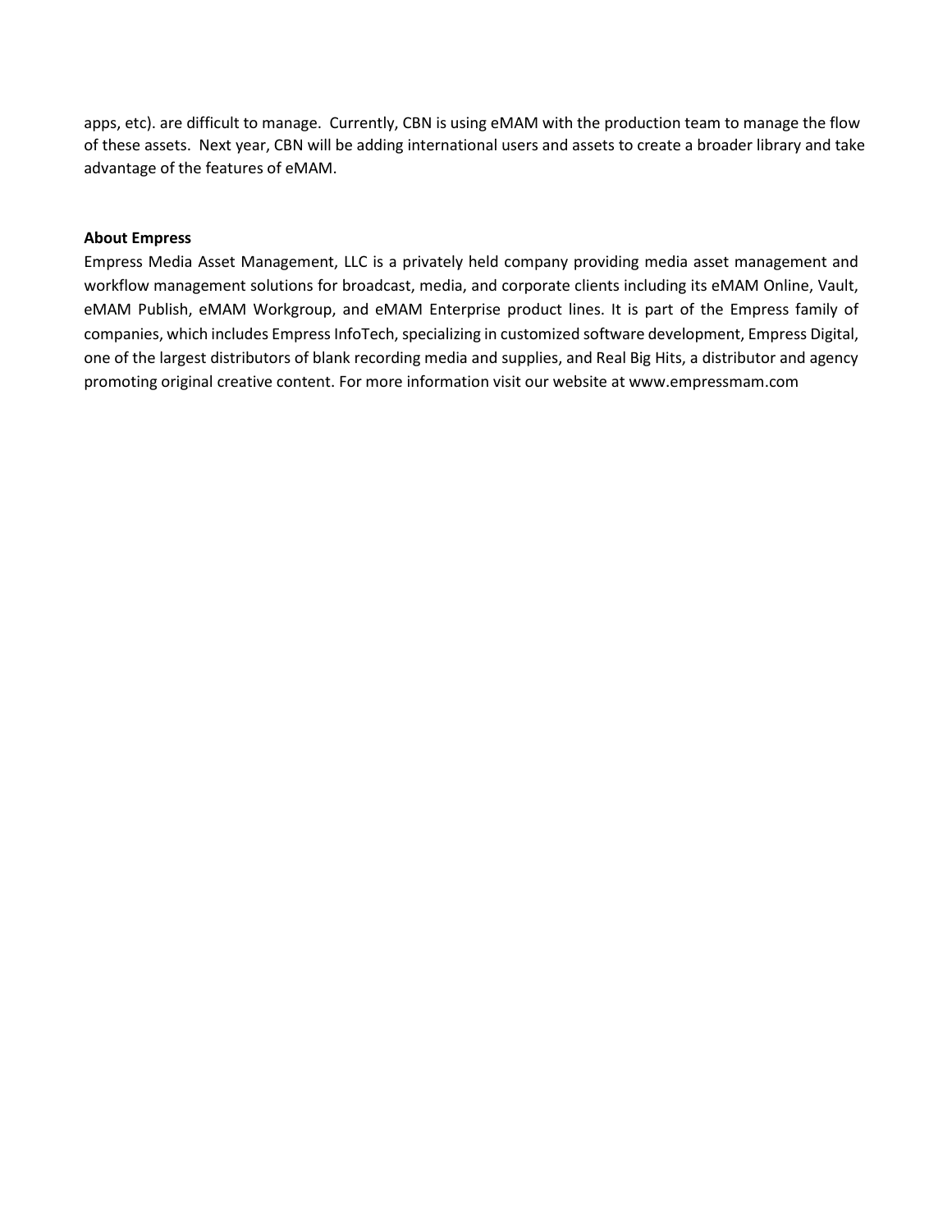apps, etc). are difficult to manage. Currently, CBN is using eMAM with the production team to manage the flow of these assets. Next year, CBN will be adding international users and assets to create a broader library and take advantage of the features of eMAM.

**About Empress**

Empress Media Asset Management, LLC is a privately held company providing media asset management and workflow management solutions for broadcast, media, and corporate clients including its eMAM Online, Vault, eMAM Publish, eMAM Workgroup, and eMAM Enterprise product lines. It is part of the Empress family of companies, which includes Empress InfoTech, specializing in customized software development, Empress Digital, one of the largest distributors of blank recording media and supplies, and Real Big Hits, a distributor and agency promoting original creative content. For more information visit our website at www.empressmam.com